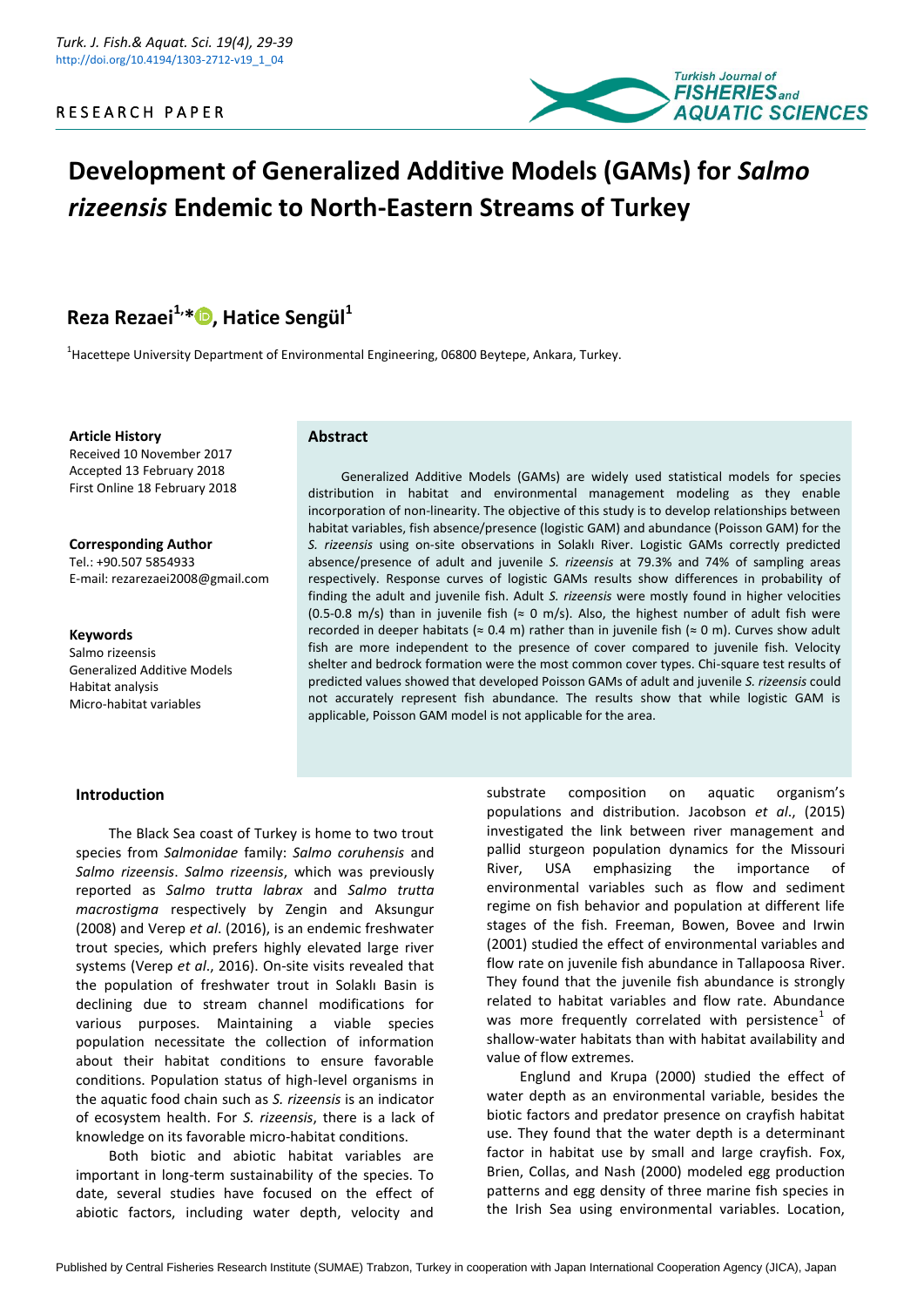RESEARCH PAPER

# Development of Generalized Additive Models (GAMs) for *Salmo rizeensis* Endemic to North-Eastern Streams of Turkey

**Reza Rezaei[1,*], Hatice Sengül[1]**

[1]Hacettepe University Department of Environmental Engineering, 06800 Beytepe, Ankara, Turkey.

**Article History**
Received 10 November 2017
Accepted 13 February 2018
First Online 18 February 2018

**Corresponding Author**
Tel.: +90.507 5854933
E-mail: rezarezaei2008@gmail.com

**Keywords**
Salmo rizeensis
Generalized Additive Models
Habitat analysis
Micro-habitat variables

## Abstract

Generalized Additive Models (GAMs) are widely used statistical models for species distribution in habitat and environmental management modeling as they enable incorporation of non-linearity. The objective of this study is to develop relationships between habitat variables, fish absence/presence (logistic GAM) and abundance (Poisson GAM) for the *S. rizeensis* using on-site observations in Solaklı River. Logistic GAMs correctly predicted absence/presence of adult and juvenile *S. rizeensis* at 79.3% and 74% of sampling areas respectively. Response curves of logistic GAMs results show differences in probability of finding the adult and juvenile fish. Adult *S. rizeensis* were mostly found in higher velocities (0.5-0.8 m/s) than in juvenile fish (≈ 0 m/s). Also, the highest number of adult fish were recorded in deeper habitats (≈ 0.4 m) rather than in juvenile fish (≈ 0 m). Curves show adult fish are more independent to the presence of cover compared to juvenile fish. Velocity shelter and bedrock formation were the most common cover types. Chi-square test results of predicted values showed that developed Poisson GAMs of adult and juvenile *S. rizeensis* could not accurately represent fish abundance. The results show that while logistic GAM is applicable, Poisson GAM model is not applicable for the area.

## Introduction

The Black Sea coast of Turkey is home to two trout species from *Salmonidae* family: *Salmo coruhensis* and *Salmo rizeensis*. *Salmo rizeensis*, which was previously reported as *Salmo trutta labrax* and *Salmo trutta macrostigma* respectively by Zengin and Aksungur (2008) and Verep *et al*. (2016), is an endemic freshwater trout species, which prefers highly elevated large river systems (Verep *et al*., 2016). On-site visits revealed that the population of freshwater trout in Solaklı Basin is declining due to stream channel modifications for various purposes. Maintaining a viable species population necessitate the collection of information about their habitat conditions to ensure favorable conditions. Population status of high-level organisms in the aquatic food chain such as *S. rizeensis* is an indicator of ecosystem health. For *S. rizeensis*, there is a lack of knowledge on its favorable micro-habitat conditions.

Both biotic and abiotic habitat variables are important in long-term sustainability of the species. To date, several studies have focused on the effect of abiotic factors, including water depth, velocity and substrate composition on aquatic organism's populations and distribution. Jacobson *et al*., (2015) investigated the link between river management and pallid sturgeon population dynamics for the Missouri River, USA emphasizing the importance of environmental variables such as flow and sediment regime on fish behavior and population at different life stages of the fish. Freeman, Bowen, Bovee and Irwin (2001) studied the effect of environmental variables and flow rate on juvenile fish abundance in Tallapoosa River. They found that the juvenile fish abundance is strongly related to habitat variables and flow rate. Abundance was more frequently correlated with persistence[1] of shallow-water habitats than with habitat availability and value of flow extremes.

Englund and Krupa (2000) studied the effect of water depth as an environmental variable, besides the biotic factors and predator presence on crayfish habitat use. They found that the water depth is a determinant factor in habitat use by small and large crayfish. Fox, Brien, Collas, and Nash (2000) modeled egg production patterns and egg density of three marine fish species in the Irish Sea using environmental variables. Location,

Published by Central Fisheries Research Institute (SUMAE) Trabzon, Turkey in cooperation with Japan International Cooperation Agency (JICA), Japan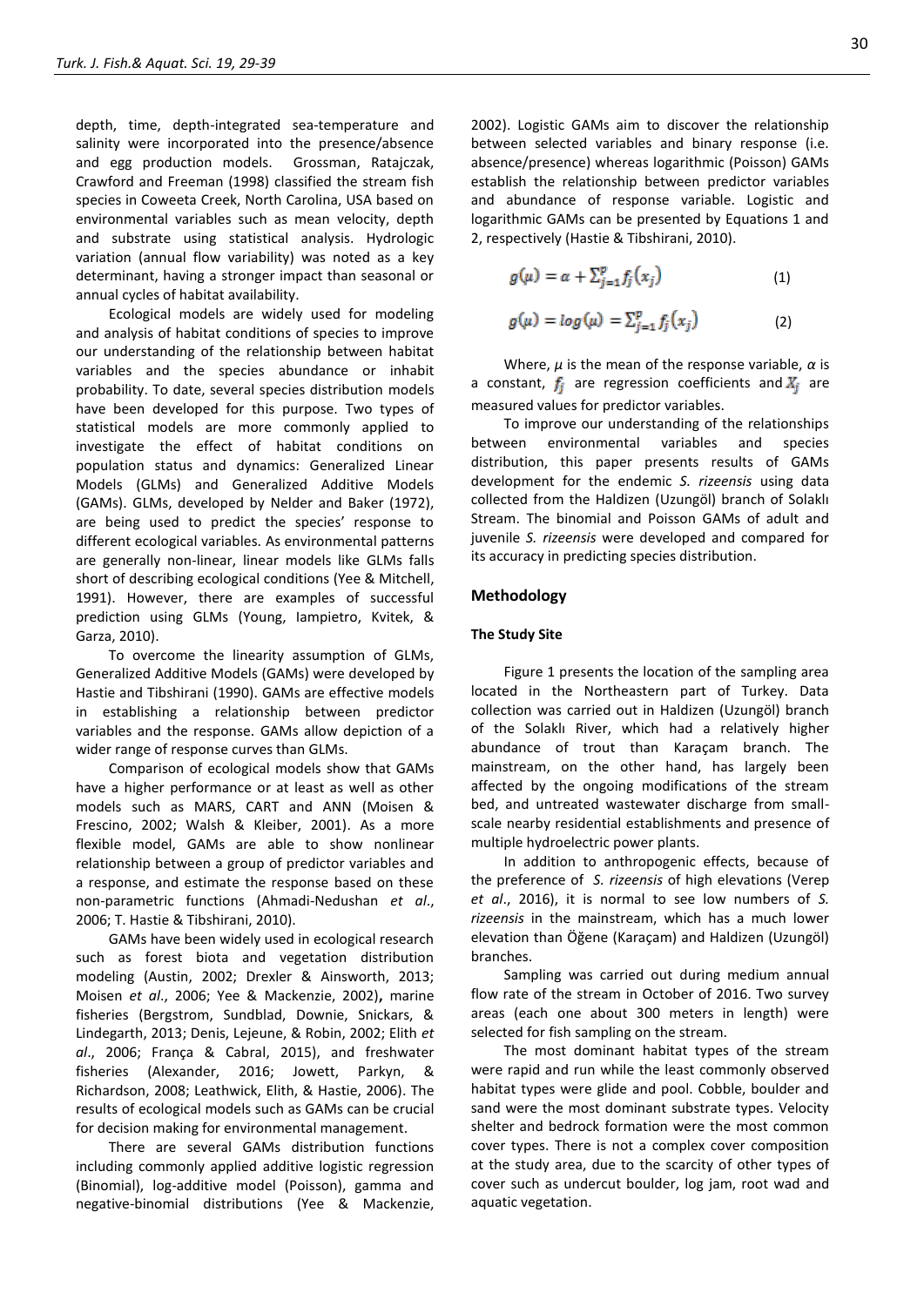depth, time, depth-integrated sea-temperature and salinity were incorporated into the presence/absence and egg production models. Grossman, Ratajczak, Crawford and Freeman (1998) classified the stream fish species in Coweeta Creek, North Carolina, USA based on environmental variables such as mean velocity, depth and substrate using statistical analysis. Hydrologic variation (annual flow variability) was noted as a key determinant, having a stronger impact than seasonal or annual cycles of habitat availability.

Ecological models are widely used for modeling and analysis of habitat conditions of species to improve our understanding of the relationship between habitat variables and the species abundance or inhabit probability. To date, several species distribution models have been developed for this purpose. Two types of statistical models are more commonly applied to investigate the effect of habitat conditions on population status and dynamics: Generalized Linear Models (GLMs) and Generalized Additive Models (GAMs). GLMs, developed by Nelder and Baker (1972), are being used to predict the species' response to different ecological variables. As environmental patterns are generally non-linear, linear models like GLMs falls short of describing ecological conditions (Yee & Mitchell, 1991). However, there are examples of successful prediction using GLMs (Young, Iampietro, Kvitek, & Garza, 2010).

To overcome the linearity assumption of GLMs, Generalized Additive Models (GAMs) were developed by Hastie and Tibshirani (1990). GAMs are effective models in establishing a relationship between predictor variables and the response. GAMs allow depiction of a wider range of response curves than GLMs.

Comparison of ecological models show that GAMs have a higher performance or at least as well as other models such as MARS, CART and ANN (Moisen & Frescino, 2002; Walsh & Kleiber, 2001). As a more flexible model, GAMs are able to show nonlinear relationship between a group of predictor variables and a response, and estimate the response based on these non-parametric functions (Ahmadi-Nedushan *et al*., 2006; T. Hastie & Tibshirani, 2010).

GAMs have been widely used in ecological research such as forest biota and vegetation distribution modeling (Austin, 2002; Drexler & Ainsworth, 2013; Moisen *et al*., 2006; Yee & Mackenzie, 2002), marine fisheries (Bergstrom, Sundblad, Downie, Snickars, & Lindegarth, 2013; Denis, Lejeune, & Robin, 2002; Elith *et al*., 2006; França & Cabral, 2015), and freshwater fisheries (Alexander, 2016; Jowett, Parkyn, & Richardson, 2008; Leathwick, Elith, & Hastie, 2006). The results of ecological models such as GAMs can be crucial for decision making for environmental management.

There are several GAMs distribution functions including commonly applied additive logistic regression (Binomial), log-additive model (Poisson), gamma and negative-binomial distributions (Yee & Mackenzie, 2002). Logistic GAMs aim to discover the relationship between selected variables and binary response (i.e. absence/presence) whereas logarithmic (Poisson) GAMs establish the relationship between predictor variables and abundance of response variable. Logistic and logarithmic GAMs can be presented by Equations 1 and 2, respectively (Hastie & Tibshirani, 2010).

$$g(\mu) = \alpha + \sum_{j=1}^{p} f_j(x_j) \tag{1}$$

$$g(\mu) = log(\mu) = \sum_{j=1}^{p} f_j(x_j) \tag{2}$$

Where, $\mu$ is the mean of the response variable, $\alpha$ is a constant, $f_j$ are regression coefficients and $X_j$ are measured values for predictor variables.

To improve our understanding of the relationships between environmental variables and species distribution, this paper presents results of GAMs development for the endemic *S. rizeensis* using data collected from the Haldizen (Uzungöl) branch of Solaklı Stream. The binomial and Poisson GAMs of adult and juvenile *S. rizeensis* were developed and compared for its accuracy in predicting species distribution.

## Methodology

### The Study Site

Figure 1 presents the location of the sampling area located in the Northeastern part of Turkey. Data collection was carried out in Haldizen (Uzungöl) branch of the Solaklı River, which had a relatively higher abundance of trout than Karaçam branch. The mainstream, on the other hand, has largely been affected by the ongoing modifications of the stream bed, and untreated wastewater discharge from small-scale nearby residential establishments and presence of multiple hydroelectric power plants.

In addition to anthropogenic effects, because of the preference of *S. rizeensis* of high elevations (Verep *et al*., 2016), it is normal to see low numbers of *S. rizeensis* in the mainstream, which has a much lower elevation than Öğene (Karaçam) and Haldizen (Uzungöl) branches.

Sampling was carried out during medium annual flow rate of the stream in October of 2016. Two survey areas (each one about 300 meters in length) were selected for fish sampling on the stream.

The most dominant habitat types of the stream were rapid and run while the least commonly observed habitat types were glide and pool. Cobble, boulder and sand were the most dominant substrate types. Velocity shelter and bedrock formation were the most common cover types. There is not a complex cover composition at the study area, due to the scarcity of other types of cover such as undercut boulder, log jam, root wad and aquatic vegetation.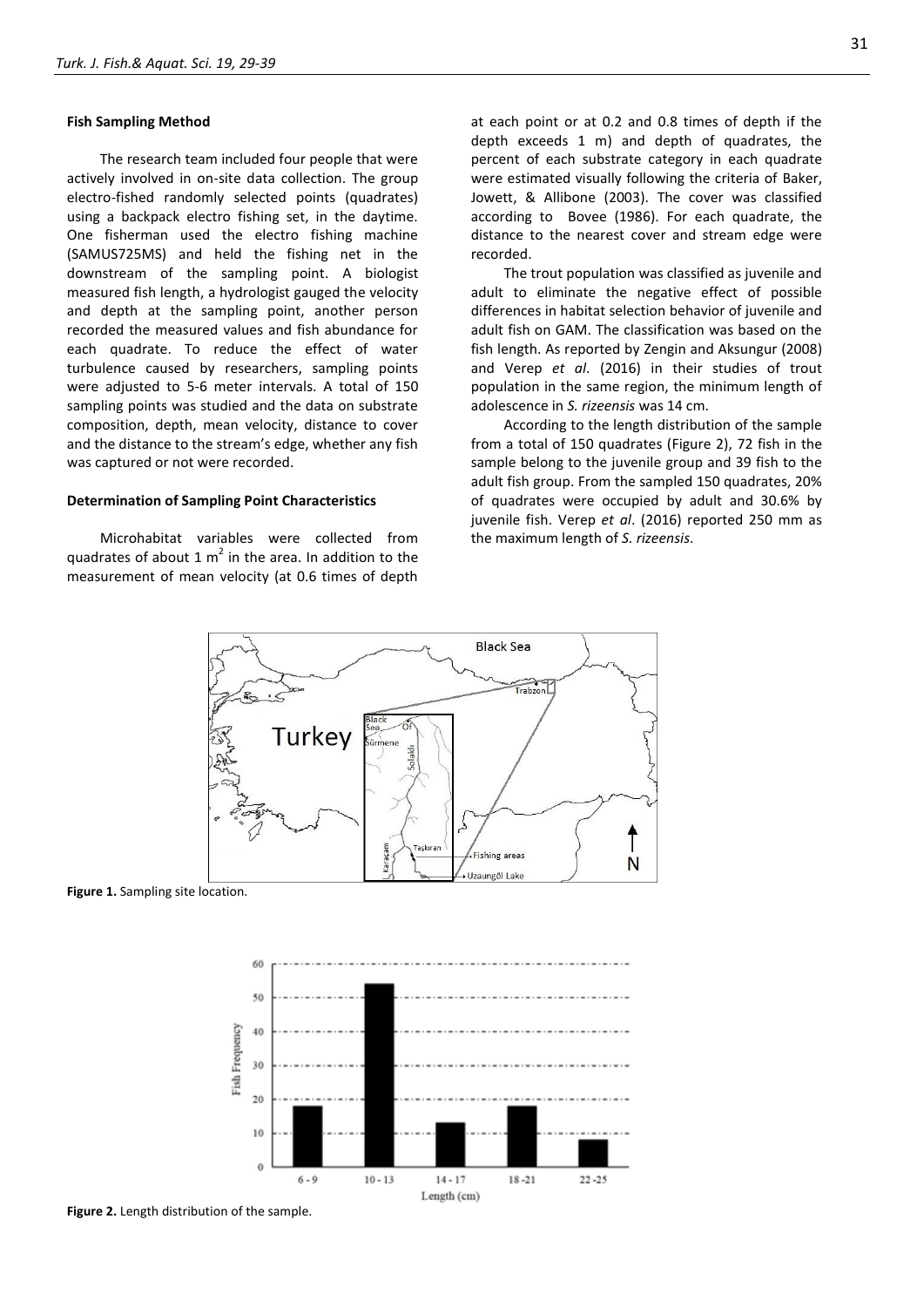#### Fish Sampling Method

The research team included four people that were actively involved in on-site data collection. The group electro-fished randomly selected points (quadrates) using a backpack electro fishing set, in the daytime. One fisherman used the electro fishing machine (SAMUS725MS) and held the fishing net in the downstream of the sampling point. A biologist measured fish length, a hydrologist gauged the velocity and depth at the sampling point, another person recorded the measured values and fish abundance for each quadrate. To reduce the effect of water turbulence caused by researchers, sampling points were adjusted to 5-6 meter intervals. A total of 150 sampling points was studied and the data on substrate composition, depth, mean velocity, distance to cover and the distance to the stream's edge, whether any fish was captured or not were recorded.

#### Determination of Sampling Point Characteristics

Microhabitat variables were collected from quadrates of about 1 $m^2$ in the area. In addition to the measurement of mean velocity (at 0.6 times of depth at each point or at 0.2 and 0.8 times of depth if the depth exceeds 1 m) and depth of quadrates, the percent of each substrate category in each quadrate were estimated visually following the criteria of Baker, Jowett, & Allibone (2003). The cover was classified according to Bovee (1986). For each quadrate, the distance to the nearest cover and stream edge were recorded.

The trout population was classified as juvenile and adult to eliminate the negative effect of possible differences in habitat selection behavior of juvenile and adult fish on GAM. The classification was based on the fish length. As reported by Zengin and Aksungur (2008) and Verep *et al*. (2016) in their studies of trout population in the same region, the minimum length of adolescence in *S. rizeensis* was 14 cm.

According to the length distribution of the sample from a total of 150 quadrates (Figure 2), 72 fish in the sample belong to the juvenile group and 39 fish to the adult fish group. From the sampled 150 quadrates, 20% of quadrates were occupied by adult and 30.6% by juvenile fish. Verep *et al*. (2016) reported 250 mm as the maximum length of *S. rizeensis*.

**Figure 1.** Sampling site location.

**Figure 2.** Length distribution of the sample.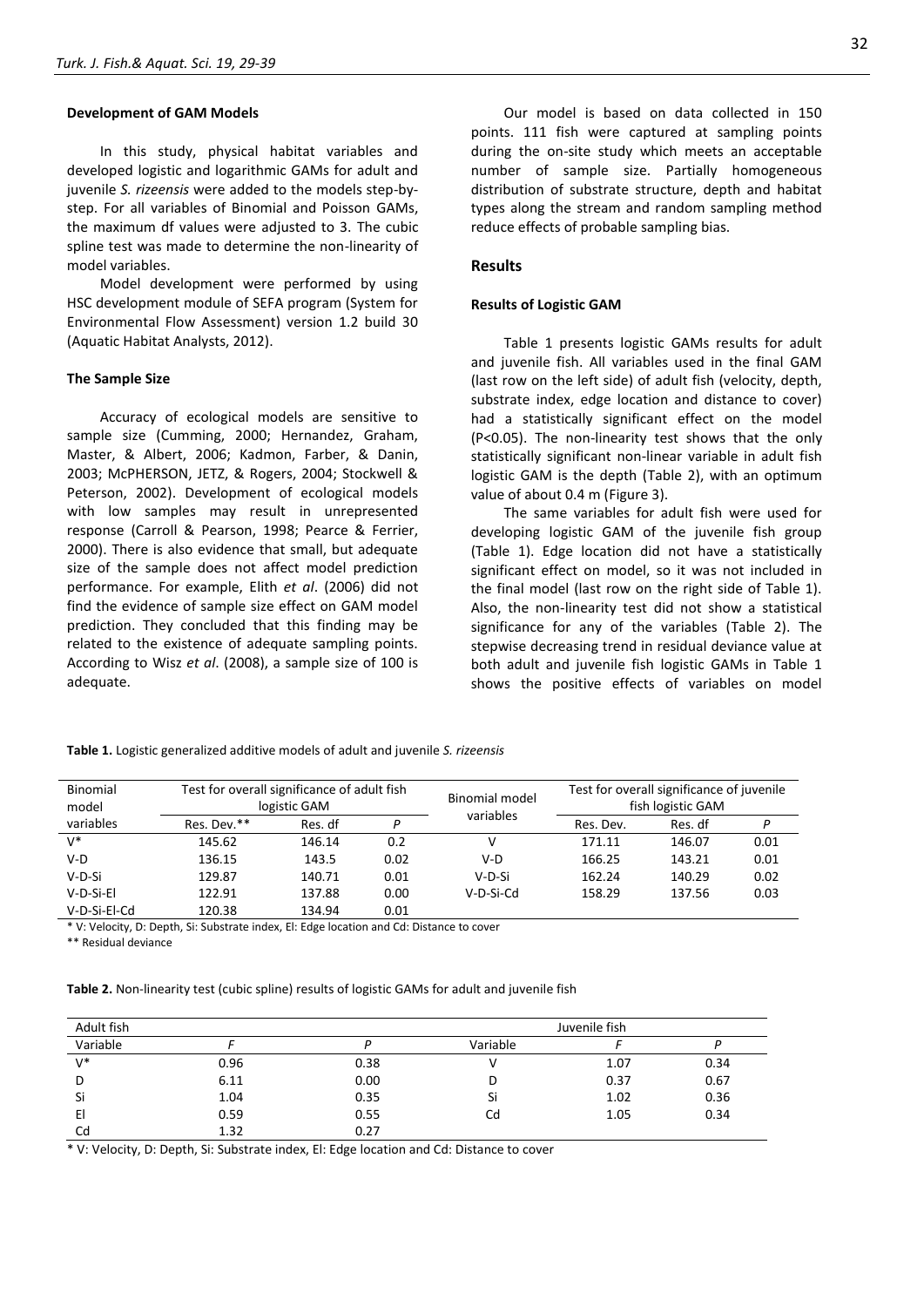#### Development of GAM Models

In this study, physical habitat variables and developed logistic and logarithmic GAMs for adult and juvenile *S. rizeensis* were added to the models step-by-step. For all variables of Binomial and Poisson GAMs, the maximum df values were adjusted to 3. The cubic spline test was made to determine the non-linearity of model variables.

Model development were performed by using HSC development module of SEFA program (System for Environmental Flow Assessment) version 1.2 build 30 (Aquatic Habitat Analysts, 2012).

#### The Sample Size

Accuracy of ecological models are sensitive to sample size (Cumming, 2000; Hernandez, Graham, Master, & Albert, 2006; Kadmon, Farber, & Danin, 2003; McPHERSON, JETZ, & Rogers, 2004; Stockwell & Peterson, 2002). Development of ecological models with low samples may result in unrepresented response (Carroll & Pearson, 1998; Pearce & Ferrier, 2000). There is also evidence that small, but adequate size of the sample does not affect model prediction performance. For example, Elith *et al*. (2006) did not find the evidence of sample size effect on GAM model prediction. They concluded that this finding may be related to the existence of adequate sampling points. According to Wisz *et al*. (2008), a sample size of 100 is adequate.

Our model is based on data collected in 150 points. 111 fish were captured at sampling points during the on-site study which meets an acceptable number of sample size. Partially homogeneous distribution of substrate structure, depth and habitat types along the stream and random sampling method reduce effects of probable sampling bias.

## Results

#### Results of Logistic GAM

Table 1 presents logistic GAMs results for adult and juvenile fish. All variables used in the final GAM (last row on the left side) of adult fish (velocity, depth, substrate index, edge location and distance to cover) had a statistically significant effect on the model ($P<0.05$). The non-linearity test shows that the only statistically significant non-linear variable in adult fish logistic GAM is the depth (Table 2), with an optimum value of about 0.4 m (Figure 3).

The same variables for adult fish were used for developing logistic GAM of the juvenile fish group (Table 1). Edge location did not have a statistically significant effect on model, so it was not included in the final model (last row on the right side of Table 1). Also, the non-linearity test did not show a statistical significance for any of the variables (Table 2). The stepwise decreasing trend in residual deviance value at both adult and juvenile fish logistic GAMs in Table 1 shows the positive effects of variables on model

**Table 1.** Logistic generalized additive models of adult and juvenile *S. rizeensis*

| Binomial model variables | Test for overall significance of adult fish logistic GAM | | | Binomial model variables | Test for overall significance of juvenile fish logistic GAM | | |
|---|---|---|---|---|---|---|---|
| | Res. Dev.** | Res. df | *P* | | Res. Dev. | Res. df | *P* |
| V* | 145.62 | 146.14 | 0.2 | V | 171.11 | 146.07 | 0.01 |
| V-D | 136.15 | 143.5 | 0.02 | V-D | 166.25 | 143.21 | 0.01 |
| V-D-Si | 129.87 | 140.71 | 0.01 | V-D-Si | 162.24 | 140.29 | 0.02 |
| V-D-Si-El | 122.91 | 137.88 | 0.00 | V-D-Si-Cd | 158.29 | 137.56 | 0.03 |
| V-D-Si-El-Cd | 120.38 | 134.94 | 0.01 | | | | |

\* V: Velocity, D: Depth, Si: Substrate index, El: Edge location and Cd: Distance to cover

** Residual deviance

**Table 2.** Non-linearity test (cubic spline) results of logistic GAMs for adult and juvenile fish

| Adult fish | | | Juvenile fish | | |
|---|---|---|---|---|---|
| Variable | *F* | *P* | Variable | *F* | *P* |
| V* | 0.96 | 0.38 | V | 1.07 | 0.34 |
| D | 6.11 | 0.00 | D | 0.37 | 0.67 |
| Si | 1.04 | 0.35 | Si | 1.02 | 0.36 |
| El | 0.59 | 0.55 | Cd | 1.05 | 0.34 |
| Cd | 1.32 | 0.27 | | | |

\* V: Velocity, D: Depth, Si: Substrate index, El: Edge location and Cd: Distance to cover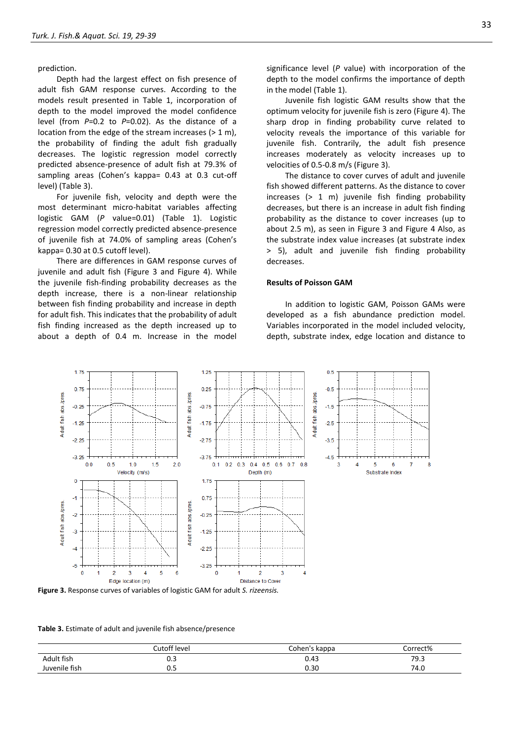prediction.

Depth had the largest effect on fish presence of adult fish GAM response curves. According to the models result presented in Table 1, incorporation of depth to the model improved the model confidence level (from $P$=0.2 to $P$=0.02). As the distance of a location from the edge of the stream increases (> 1 m), the probability of finding the adult fish gradually decreases. The logistic regression model correctly predicted absence-presence of adult fish at 79.3% of sampling areas (Cohen's kappa= 0.43 at 0.3 cut-off level) (Table 3).

For juvenile fish, velocity and depth were the most determinant micro-habitat variables affecting logistic GAM ($P$ value=0.01) (Table 1). Logistic regression model correctly predicted absence-presence of juvenile fish at 74.0% of sampling areas (Cohen's kappa= 0.30 at 0.5 cutoff level).

There are differences in GAM response curves of juvenile and adult fish (Figure 3 and Figure 4). While the juvenile fish-finding probability decreases as the depth increase, there is a non-linear relationship between fish finding probability and increase in depth for adult fish. This indicates that the probability of adult fish finding increased as the depth increased up to about a depth of 0.4 m. Increase in the model significance level ($P$ value) with incorporation of the depth to the model confirms the importance of depth in the model (Table 1).

Juvenile fish logistic GAM results show that the optimum velocity for juvenile fish is zero (Figure 4). The sharp drop in finding probability curve related to velocity reveals the importance of this variable for juvenile fish. Contrarily, the adult fish presence increases moderately as velocity increases up to velocities of 0.5-0.8 m/s (Figure 3).

The distance to cover curves of adult and juvenile fish showed different patterns. As the distance to cover increases (> 1 m) juvenile fish finding probability decreases, but there is an increase in adult fish finding probability as the distance to cover increases (up to about 2.5 m), as seen in Figure 3 and Figure 4 Also, as the substrate index value increases (at substrate index > 5), adult and juvenile fish finding probability decreases.

### Results of Poisson GAM

In addition to logistic GAM, Poisson GAMs were developed as a fish abundance prediction model. Variables incorporated in the model included velocity, depth, substrate index, edge location and distance to

**Figure 3.** Response curves of variables of logistic GAM for adult *S. rizeensis.*

**Table 3.** Estimate of adult and juvenile fish absence/presence

| | Cutoff level | Cohen's kappa | Correct% |
|---|---|---|---|
| Adult fish | 0.3 | 0.43 | 79.3 |
| Juvenile fish | 0.5 | 0.30 | 74.0 |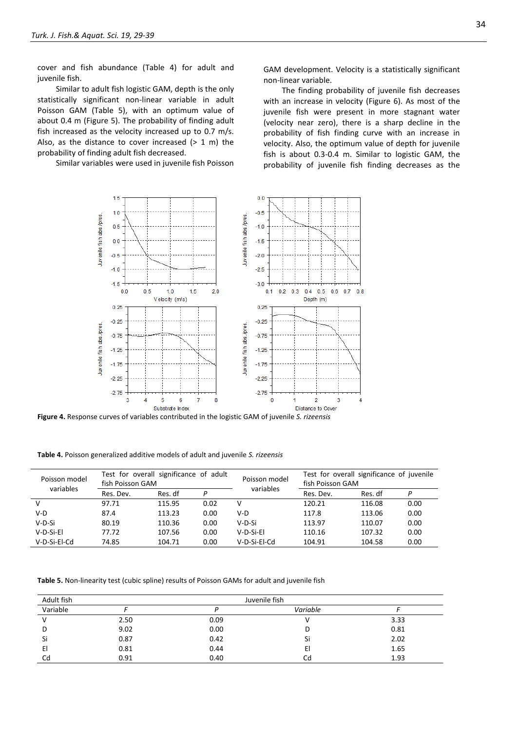cover and fish abundance (Table 4) for adult and juvenile fish.

Similar to adult fish logistic GAM, depth is the only statistically significant non-linear variable in adult Poisson GAM (Table 5), with an optimum value of about 0.4 m (Figure 5). The probability of finding adult fish increased as the velocity increased up to 0.7 m/s. Also, as the distance to cover increased (> 1 m) the probability of finding adult fish decreased.

Similar variables were used in juvenile fish Poisson GAM development. Velocity is a statistically significant non-linear variable.

The finding probability of juvenile fish decreases with an increase in velocity (Figure 6). As most of the juvenile fish were present in more stagnant water (velocity near zero), there is a sharp decline in the probability of fish finding curve with an increase in velocity. Also, the optimum value of depth for juvenile fish is about 0.3-0.4 m. Similar to logistic GAM, the probability of juvenile fish finding decreases as the

**Figure 4.** Response curves of variables contributed in the logistic GAM of juvenile *S. rizeensis*

**Table 4.** Poisson generalized additive models of adult and juvenile *S. rizeensis*

| Poisson model variables | Test for overall significance of adult fish Poisson GAM | | | Poisson model variables | Test for overall significance of juvenile fish Poisson GAM | | |
|---|---|---|---|---|---|---|---|
| | Res. Dev. | Res. df | *P* | | Res. Dev. | Res. df | *P* |
| V | 97.71 | 115.95 | 0.02 | V | 120.21 | 116.08 | 0.00 |
| V-D | 87.4 | 113.23 | 0.00 | V-D | 117.8 | 113.06 | 0.00 |
| V-D-Si | 80.19 | 110.36 | 0.00 | V-D-Si | 113.97 | 110.07 | 0.00 |
| V-D-Si-El | 77.72 | 107.56 | 0.00 | V-D-Si-El | 110.16 | 107.32 | 0.00 |
| V-D-Si-El-Cd | 74.85 | 104.71 | 0.00 | V-D-Si-El-Cd | 104.91 | 104.58 | 0.00 |

**Table 5.** Non-linearity test (cubic spline) results of Poisson GAMs for adult and juvenile fish

| Adult fish | | | Juvenile fish | |
|---|---|---|---|---|
| Variable | *F* | *P* | *Variable* | *F* |
| V | 2.50 | 0.09 | V | 3.33 |
| D | 9.02 | 0.00 | D | 0.81 |
| Si | 0.87 | 0.42 | Si | 2.02 |
| El | 0.81 | 0.44 | El | 1.65 |
| Cd | 0.91 | 0.40 | Cd | 1.93 |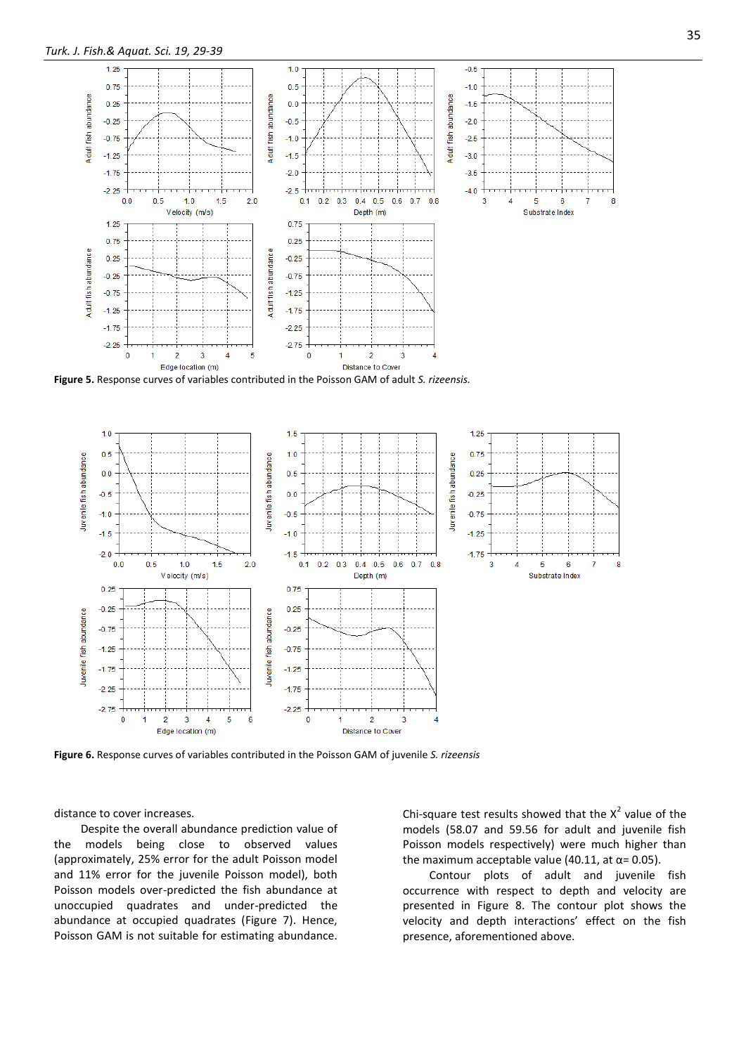Figure 5. Response curves of variables contributed in the Poisson GAM of adult *S. rizeensis.*

Figure 6. Response curves of variables contributed in the Poisson GAM of juvenile *S. rizeensis*

distance to cover increases.

Despite the overall abundance prediction value of the models being close to observed values (approximately, 25% error for the adult Poisson model and 11% error for the juvenile Poisson model), both Poisson models over-predicted the fish abundance at unoccupied quadrates and under-predicted the abundance at occupied quadrates (Figure 7). Hence, Poisson GAM is not suitable for estimating abundance.

Chi-square test results showed that the $X^2$ value of the models (58.07 and 59.56 for adult and juvenile fish Poisson models respectively) were much higher than the maximum acceptable value (40.11, at $\alpha = 0.05$).

Contour plots of adult and juvenile fish occurrence with respect to depth and velocity are presented in Figure 8. The contour plot shows the velocity and depth interactions' effect on the fish presence, aforementioned above.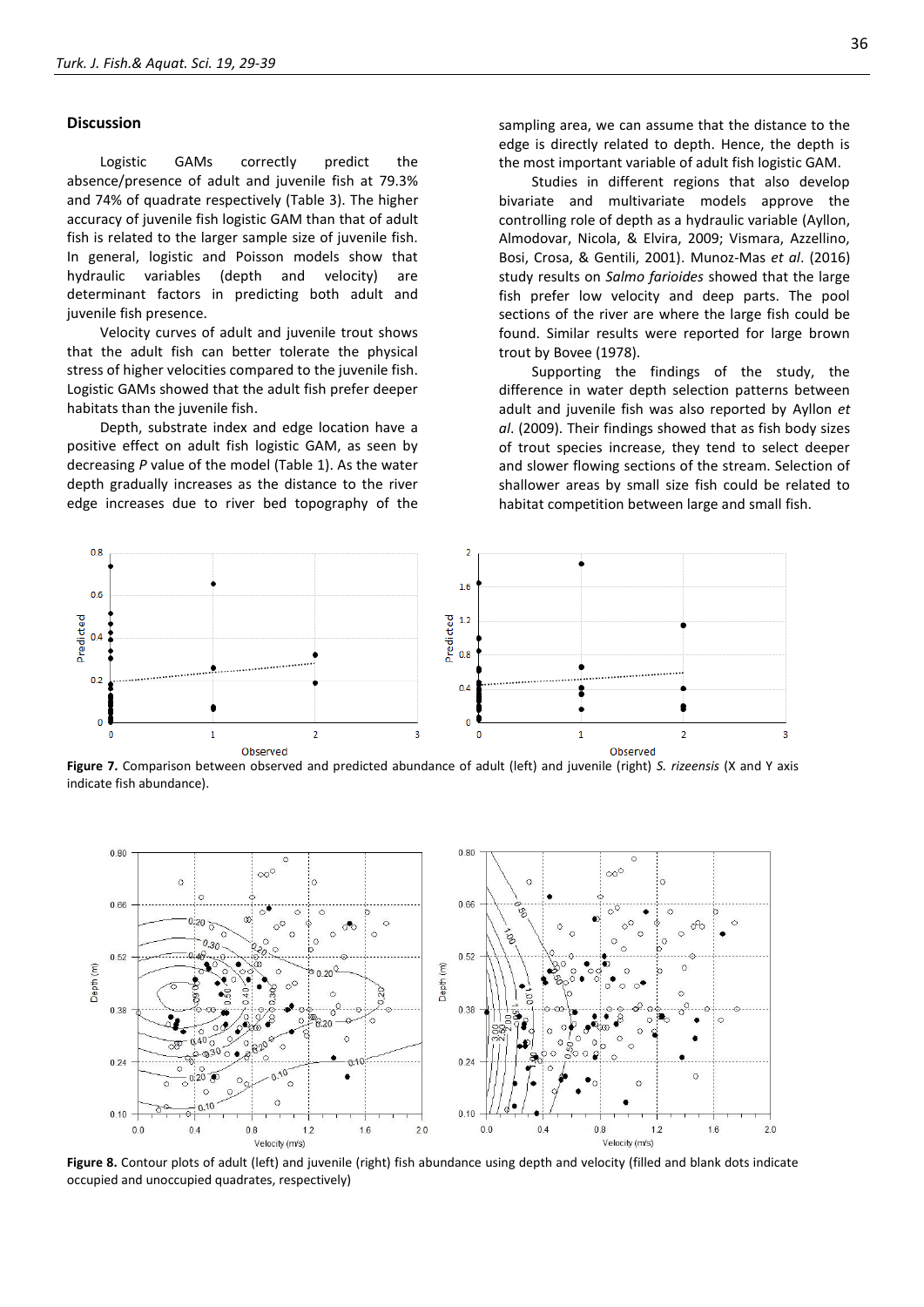## Discussion

Logistic GAMs correctly predict the absence/presence of adult and juvenile fish at 79.3% and 74% of quadrate respectively (Table 3). The higher accuracy of juvenile fish logistic GAM than that of adult fish is related to the larger sample size of juvenile fish. In general, logistic and Poisson models show that hydraulic variables (depth and velocity) are determinant factors in predicting both adult and juvenile fish presence.

Velocity curves of adult and juvenile trout shows that the adult fish can better tolerate the physical stress of higher velocities compared to the juvenile fish. Logistic GAMs showed that the adult fish prefer deeper habitats than the juvenile fish.

Depth, substrate index and edge location have a positive effect on adult fish logistic GAM, as seen by decreasing *P* value of the model (Table 1). As the water depth gradually increases as the distance to the river edge increases due to river bed topography of the sampling area, we can assume that the distance to the edge is directly related to depth. Hence, the depth is the most important variable of adult fish logistic GAM.

Studies in different regions that also develop bivariate and multivariate models approve the controlling role of depth as a hydraulic variable (Ayllon, Almodovar, Nicola, & Elvira, 2009; Vismara, Azzellino, Bosi, Crosa, & Gentili, 2001). Munoz-Mas *et al*. (2016) study results on *Salmo farioides* showed that the large fish prefer low velocity and deep parts. The pool sections of the river are where the large fish could be found. Similar results were reported for large brown trout by Bovee (1978).

Supporting the findings of the study, the difference in water depth selection patterns between adult and juvenile fish was also reported by Ayllon *et al*. (2009). Their findings showed that as fish body sizes of trout species increase, they tend to select deeper and slower flowing sections of the stream. Selection of shallower areas by small size fish could be related to habitat competition between large and small fish.

**Figure 7.** Comparison between observed and predicted abundance of adult (left) and juvenile (right) *S. rizeensis* (X and Y axis indicate fish abundance).

**Figure 8.** Contour plots of adult (left) and juvenile (right) fish abundance using depth and velocity (filled and blank dots indicate occupied and unoccupied quadrates, respectively)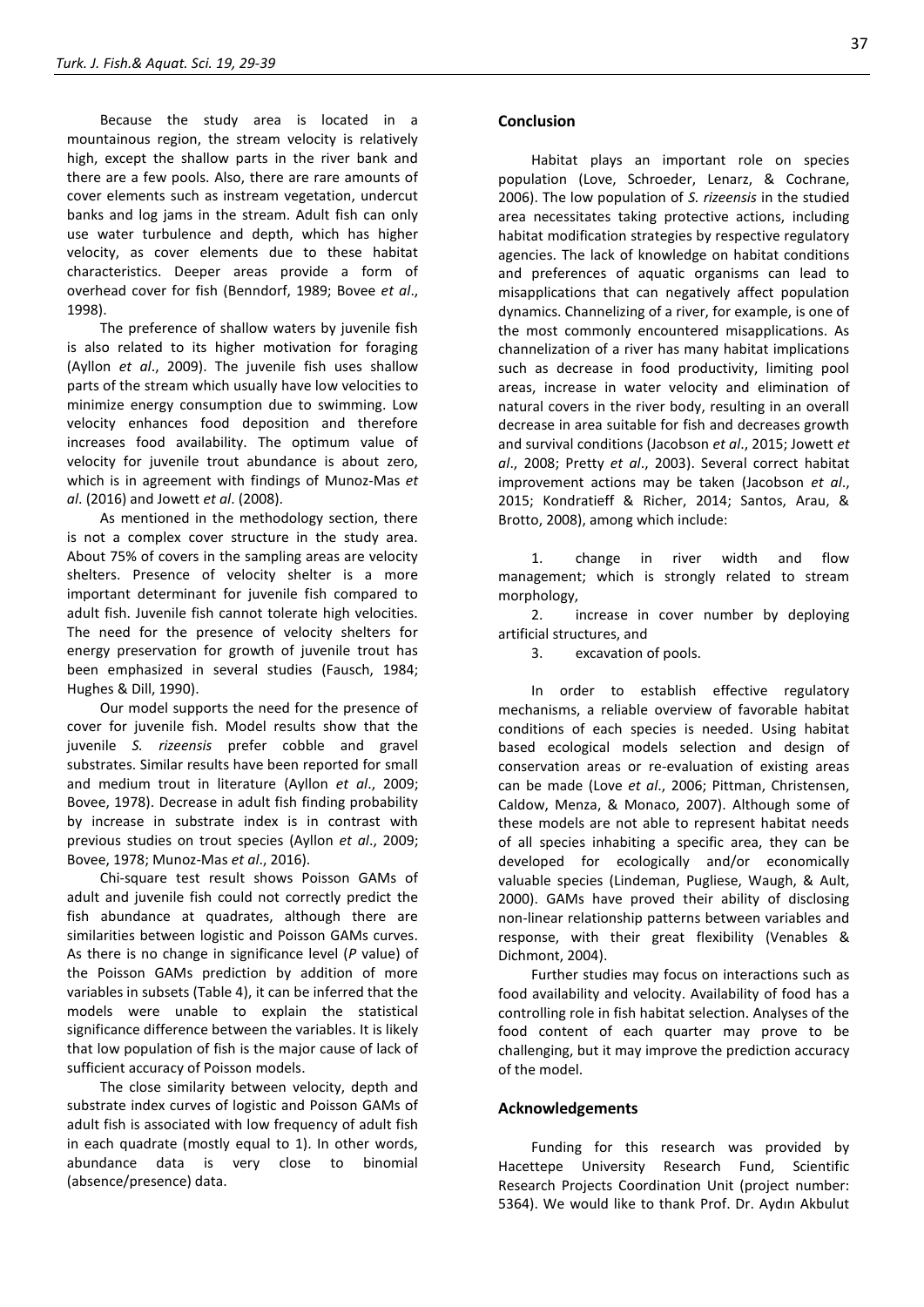Because the study area is located in a mountainous region, the stream velocity is relatively high, except the shallow parts in the river bank and there are a few pools. Also, there are rare amounts of cover elements such as instream vegetation, undercut banks and log jams in the stream. Adult fish can only use water turbulence and depth, which has higher velocity, as cover elements due to these habitat characteristics. Deeper areas provide a form of overhead cover for fish (Benndorf, 1989; Bovee *et al*., 1998).

The preference of shallow waters by juvenile fish is also related to its higher motivation for foraging (Ayllon *et al*., 2009). The juvenile fish uses shallow parts of the stream which usually have low velocities to minimize energy consumption due to swimming. Low velocity enhances food deposition and therefore increases food availability. The optimum value of velocity for juvenile trout abundance is about zero, which is in agreement with findings of Munoz-Mas *et al*. (2016) and Jowett *et al*. (2008).

As mentioned in the methodology section, there is not a complex cover structure in the study area. About 75% of covers in the sampling areas are velocity shelters. Presence of velocity shelter is a more important determinant for juvenile fish compared to adult fish. Juvenile fish cannot tolerate high velocities. The need for the presence of velocity shelters for energy preservation for growth of juvenile trout has been emphasized in several studies (Fausch, 1984; Hughes & Dill, 1990).

Our model supports the need for the presence of cover for juvenile fish. Model results show that the juvenile *S. rizeensis* prefer cobble and gravel substrates. Similar results have been reported for small and medium trout in literature (Ayllon *et al*., 2009; Bovee, 1978). Decrease in adult fish finding probability by increase in substrate index is in contrast with previous studies on trout species (Ayllon *et al*., 2009; Bovee, 1978; Munoz-Mas *et al*., 2016).

Chi-square test result shows Poisson GAMs of adult and juvenile fish could not correctly predict the fish abundance at quadrates, although there are similarities between logistic and Poisson GAMs curves. As there is no change in significance level (*P* value) of the Poisson GAMs prediction by addition of more variables in subsets (Table 4), it can be inferred that the models were unable to explain the statistical significance difference between the variables. It is likely that low population of fish is the major cause of lack of sufficient accuracy of Poisson models.

The close similarity between velocity, depth and substrate index curves of logistic and Poisson GAMs of adult fish is associated with low frequency of adult fish in each quadrate (mostly equal to 1). In other words, abundance data is very close to binomial (absence/presence) data.

## Conclusion

Habitat plays an important role on species population (Love, Schroeder, Lenarz, & Cochrane, 2006). The low population of *S. rizeensis* in the studied area necessitates taking protective actions, including habitat modification strategies by respective regulatory agencies. The lack of knowledge on habitat conditions and preferences of aquatic organisms can lead to misapplications that can negatively affect population dynamics. Channelizing of a river, for example, is one of the most commonly encountered misapplications. As channelization of a river has many habitat implications such as decrease in food productivity, limiting pool areas, increase in water velocity and elimination of natural covers in the river body, resulting in an overall decrease in area suitable for fish and decreases growth and survival conditions (Jacobson *et al*., 2015; Jowett *et al*., 2008; Pretty *et al*., 2003). Several correct habitat improvement actions may be taken (Jacobson *et al*., 2015; Kondratieff & Richer, 2014; Santos, Arau, & Brotto, 2008), among which include:

1. change in river width and flow management; which is strongly related to stream morphology,
2. increase in cover number by deploying artificial structures, and
3. excavation of pools.

In order to establish effective regulatory mechanisms, a reliable overview of favorable habitat conditions of each species is needed. Using habitat based ecological models selection and design of conservation areas or re-evaluation of existing areas can be made (Love *et al*., 2006; Pittman, Christensen, Caldow, Menza, & Monaco, 2007). Although some of these models are not able to represent habitat needs of all species inhabiting a specific area, they can be developed for ecologically and/or economically valuable species (Lindeman, Pugliese, Waugh, & Ault, 2000). GAMs have proved their ability of disclosing non-linear relationship patterns between variables and response, with their great flexibility (Venables & Dichmont, 2004).

Further studies may focus on interactions such as food availability and velocity. Availability of food has a controlling role in fish habitat selection. Analyses of the food content of each quarter may prove to be challenging, but it may improve the prediction accuracy of the model.

## Acknowledgements

Funding for this research was provided by Hacettepe University Research Fund, Scientific Research Projects Coordination Unit (project number: 5364). We would like to thank Prof. Dr. Aydın Akbulut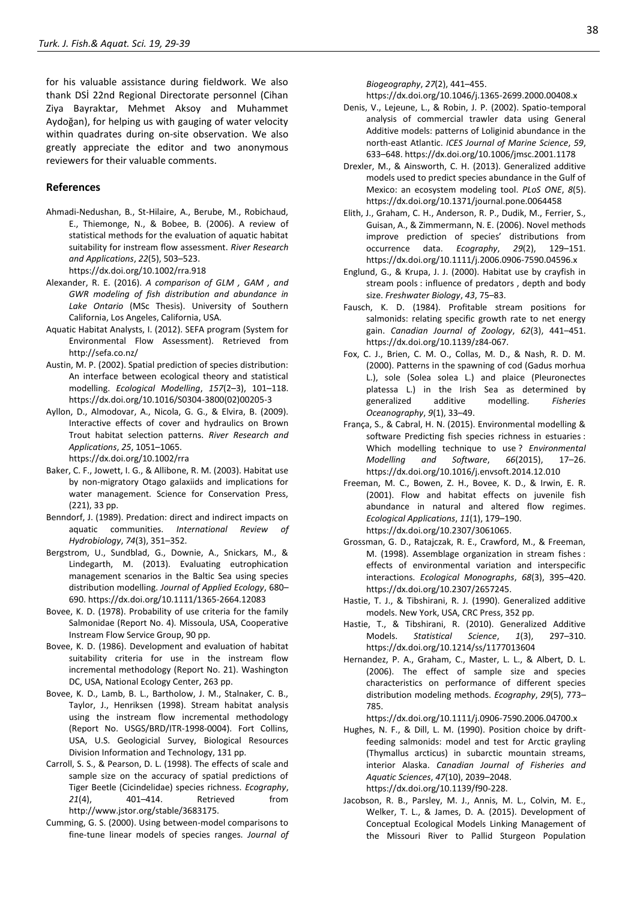for his valuable assistance during fieldwork. We also thank DSİ 22nd Regional Directorate personnel (Cihan Ziya Bayraktar, Mehmet Aksoy and Muhammet Aydoğan), for helping us with gauging of water velocity within quadrates during on-site observation. We also greatly appreciate the editor and two anonymous reviewers for their valuable comments.

## References

Ahmadi-Nedushan, B., St-Hilaire, A., Berube, M., Robichaud, E., Thiemonge, N., & Bobee, B. (2006). A review of statistical methods for the evaluation of aquatic habitat suitability for instream flow assessment. *River Research and Applications*, *22*(5), 503–523. https://dx.doi.org/10.1002/rra.918

Alexander, R. E. (2016). *A comparison of GLM , GAM , and GWR modeling of fish distribution and abundance in Lake Ontario* (MSc Thesis). University of Southern California, Los Angeles, California, USA.

Aquatic Habitat Analysts, I. (2012). SEFA program (System for Environmental Flow Assessment). Retrieved from http://sefa.co.nz/

Austin, M. P. (2002). Spatial prediction of species distribution: An interface between ecological theory and statistical modelling. *Ecological Modelling*, *157*(2–3), 101–118. https://dx.doi.org/10.1016/S0304-3800(02)00205-3

Ayllon, D., Almodovar, A., Nicola, G. G., & Elvira, B. (2009). Interactive effects of cover and hydraulics on Brown Trout habitat selection patterns. *River Research and Applications*, *25*, 1051–1065. https://dx.doi.org/10.1002/rra

Baker, C. F., Jowett, I. G., & Allibone, R. M. (2003). Habitat use by non-migratory Otago galaxiids and implications for water management. Science for Conservation Press, (221), 33 pp.

Benndorf, J. (1989). Predation: direct and indirect impacts on aquatic communities. *International Review of Hydrobiology*, *74*(3), 351–352.

Bergstrom, U., Sundblad, G., Downie, A., Snickars, M., & Lindegarth, M. (2013). Evaluating eutrophication management scenarios in the Baltic Sea using species distribution modelling. *Journal of Applied Ecology*, 680–690. https://dx.doi.org/10.1111/1365-2664.12083

Bovee, K. D. (1978). Probability of use criteria for the family Salmonidae (Report No. 4). Missoula, USA, Cooperative Instream Flow Service Group, 90 pp.

Bovee, K. D. (1986). Development and evaluation of habitat suitability criteria for use in the instream flow incremental methodology (Report No. 21). Washington DC, USA, National Ecology Center, 263 pp.

Bovee, K. D., Lamb, B. L., Bartholow, J. M., Stalnaker, C. B., Taylor, J., Henriksen (1998). Stream habitat analysis using the instream flow incremental methodology (Report No. USGS/BRD/ITR-1998-0004). Fort Collins, USA, U.S. Geologicial Survey, Biological Resources Division Information and Technology, 131 pp.

Carroll, S. S., & Pearson, D. L. (1998). The effects of scale and sample size on the accuracy of spatial predictions of Tiger Beetle (Cicindelidae) species richness. *Ecography*, *21*(4), 401–414. Retrieved from http://www.jstor.org/stable/3683175.

Cumming, G. S. (2000). Using between-model comparisons to fine-tune linear models of species ranges. *Journal of Biogeography*, *27*(2), 441–455. https://dx.doi.org/10.1046/j.1365-2699.2000.00408.x

Denis, V., Lejeune, L., & Robin, J. P. (2002). Spatio-temporal analysis of commercial trawler data using General Additive models: patterns of Loliginid abundance in the north-east Atlantic. *ICES Journal of Marine Science*, *59*, 633–648. https://dx.doi.org/10.1006/jmsc.2001.1178

Drexler, M., & Ainsworth, C. H. (2013). Generalized additive models used to predict species abundance in the Gulf of Mexico: an ecosystem modeling tool. *PLoS ONE*, *8*(5). https://dx.doi.org/10.1371/journal.pone.0064458

Elith, J., Graham, C. H., Anderson, R. P., Dudik, M., Ferrier, S., Guisan, A., & Zimmermann, N. E. (2006). Novel methods improve prediction of species' distributions from occurrence data. *Ecography*, *29*(2), 129–151. https://dx.doi.org/10.1111/j.2006.0906-7590.04596.x

Englund, G., & Krupa, J. J. (2000). Habitat use by crayfish in stream pools : influence of predators , depth and body size. *Freshwater Biology*, *43*, 75–83.

Fausch, K. D. (1984). Profitable stream positions for salmonids: relating specific growth rate to net energy gain. *Canadian Journal of Zoology*, *62*(3), 441–451. https://dx.doi.org/10.1139/z84-067.

Fox, C. J., Brien, C. M. O., Collas, M. D., & Nash, R. D. M. (2000). Patterns in the spawning of cod (Gadus morhua L.), sole (Solea solea L.) and plaice (Pleuronectes platessa L.) in the Irish Sea as determined by generalized additive modelling. *Fisheries Oceanography*, *9*(1), 33–49.

França, S., & Cabral, H. N. (2015). Environmental modelling & software Predicting fish species richness in estuaries : Which modelling technique to use ? *Environmental Modelling and Software*, *66*(2015), 17–26. https://dx.doi.org/10.1016/j.envsoft.2014.12.010

Freeman, M. C., Bowen, Z. H., Bovee, K. D., & Irwin, E. R. (2001). Flow and habitat effects on juvenile fish abundance in natural and altered flow regimes. *Ecological Applications*, *11*(1), 179–190. https://dx.doi.org/10.2307/3061065.

Grossman, G. D., Ratajczak, R. E., Crawford, M., & Freeman, M. (1998). Assemblage organization in stream fishes : effects of environmental variation and interspecific interactions. *Ecological Monographs*, *68*(3), 395–420. https://dx.doi.org/10.2307/2657245.

Hastie, T. J., & Tibshirani, R. J. (1990). Generalized additive models. New York, USA, CRC Press, 352 pp.

Hastie, T., & Tibshirani, R. (2010). Generalized Additive Models. *Statistical Science*, *1*(3), 297–310. https://dx.doi.org/10.1214/ss/1177013604

Hernandez, P. A., Graham, C., Master, L. L., & Albert, D. L. (2006). The effect of sample size and species characteristics on performance of different species distribution modeling methods. *Ecography*, *29*(5), 773–785. https://dx.doi.org/10.1111/j.0906-7590.2006.04700.x

Hughes, N. F., & Dill, L. M. (1990). Position choice by drift-feeding salmonids: model and test for Arctic grayling (Thymallus arcticus) in subarctic mountain streams, interior Alaska. *Canadian Journal of Fisheries and Aquatic Sciences*, *47*(10), 2039–2048. https://dx.doi.org/10.1139/f90-228.

Jacobson, R. B., Parsley, M. J., Annis, M. L., Colvin, M. E., Welker, T. L., & James, D. A. (2015). Development of Conceptual Ecological Models Linking Management of the Missouri River to Pallid Sturgeon Population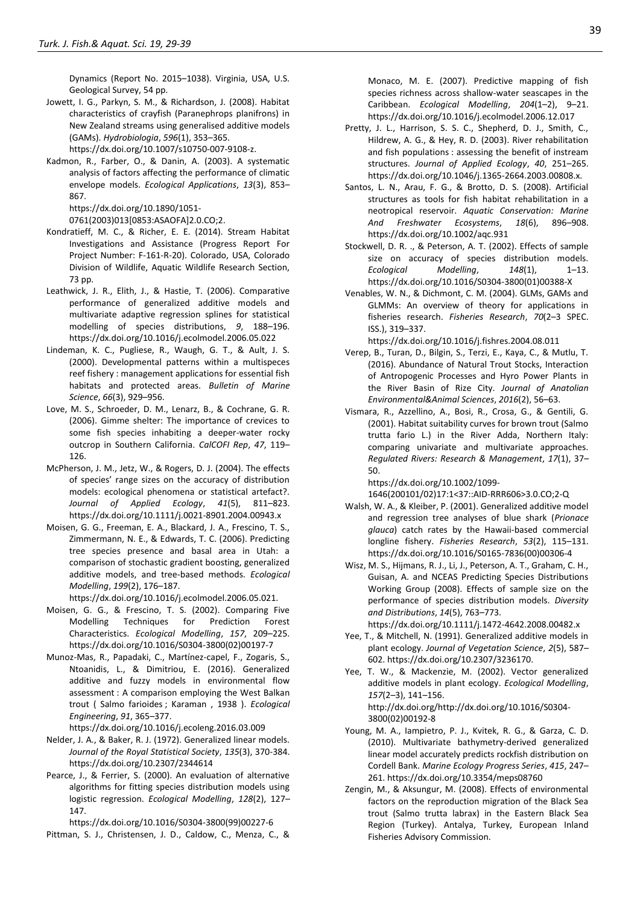Dynamics (Report No. 2015–1038). Virginia, USA, U.S. Geological Survey, 54 pp.

Jowett, I. G., Parkyn, S. M., & Richardson, J. (2008). Habitat characteristics of crayfish (Paranephrops planifrons) in New Zealand streams using generalised additive models (GAMs). *Hydrobiologia*, *596*(1), 353–365. https://dx.doi.org/10.1007/s10750-007-9108-z.

Kadmon, R., Farber, O., & Danin, A. (2003). A systematic analysis of factors affecting the performance of climatic envelope models. *Ecological Applications*, *13*(3), 853–867. https://dx.doi.org/10.1890/1051-0761(2003)013[0853:ASAOFA]2.0.CO;2.

Kondratieff, M. C., & Richer, E. E. (2014). Stream Habitat Investigations and Assistance (Progress Report For Project Number: F-161-R-20). Colorado, USA, Colorado Division of Wildlife, Aquatic Wildlife Research Section, 73 pp.

Leathwick, J. R., Elith, J., & Hastie, T. (2006). Comparative performance of generalized additive models and multivariate adaptive regression splines for statistical modelling of species distributions, *9*, 188–196. https://dx.doi.org/10.1016/j.ecolmodel.2006.05.022

Lindeman, K. C., Pugliese, R., Waugh, G. T., & Ault, J. S. (2000). Developmental patterns within a multispeces reef fishery : management applications for essential fish habitats and protected areas. *Bulletin of Marine Science*, *66*(3), 929–956.

Love, M. S., Schroeder, D. M., Lenarz, B., & Cochrane, G. R. (2006). Gimme shelter: The importance of crevices to some fish species inhabiting a deeper-water rocky outcrop in Southern California. *CalCOFI Rep*, *47*, 119–126.

McPherson, J. M., Jetz, W., & Rogers, D. J. (2004). The effects of species' range sizes on the accuracy of distribution models: ecological phenomena or statistical artefact?. *Journal of Applied Ecology*, *41*(5), 811–823. https://dx.doi.org/10.1111/j.0021-8901.2004.00943.x

Moisen, G. G., Freeman, E. A., Blackard, J. A., Frescino, T. S., Zimmermann, N. E., & Edwards, T. C. (2006). Predicting tree species presence and basal area in Utah: a comparison of stochastic gradient boosting, generalized additive models, and tree-based methods. *Ecological Modelling*, *199*(2), 176–187. https://dx.doi.org/10.1016/j.ecolmodel.2006.05.021.

Moisen, G. G., & Frescino, T. S. (2002). Comparing Five Modelling Techniques for Prediction Forest Characteristics. *Ecological Modelling*, *157*, 209–225. https://dx.doi.org/10.1016/S0304-3800(02)00197-7

Munoz-Mas, R., Papadaki, C., Martínez-capel, F., Zogaris, S., Ntoanidis, L., & Dimitriou, E. (2016). Generalized additive and fuzzy models in environmental flow assessment : A comparison employing the West Balkan trout ( Salmo farioides ; Karaman , 1938 ). *Ecological Engineering*, *91*, 365–377. https://dx.doi.org/10.1016/j.ecoleng.2016.03.009

Nelder, J. A., & Baker, R. J. (1972). Generalized linear models. *Journal of the Royal Statistical Society*, *135*(3), 370-384. https://dx.doi.org/10.2307/2344614

Pearce, J., & Ferrier, S. (2000). An evaluation of alternative algorithms for fitting species distribution models using logistic regression. *Ecological Modelling*, *128*(2), 127–147. https://dx.doi.org/10.1016/S0304-3800(99)00227-6

Pittman, S. J., Christensen, J. D., Caldow, C., Menza, C., & Monaco, M. E. (2007). Predictive mapping of fish species richness across shallow-water seascapes in the Caribbean. *Ecological Modelling*, *204*(1–2), 9–21. https://dx.doi.org/10.1016/j.ecolmodel.2006.12.017

Pretty, J. L., Harrison, S. S. C., Shepherd, D. J., Smith, C., Hildrew, A. G., & Hey, R. D. (2003). River rehabilitation and fish populations : assessing the benefit of instream structures. *Journal of Applied Ecology*, *40*, 251–265. https://dx.doi.org/10.1046/j.1365-2664.2003.00808.x.

Santos, L. N., Arau, F. G., & Brotto, D. S. (2008). Artificial structures as tools for fish habitat rehabilitation in a neotropical reservoir. *Aquatic Conservation: Marine And Freshwater Ecosystems*, *18*(6), 896–908. https://dx.doi.org/10.1002/aqc.931

Stockwell, D. R. ., & Peterson, A. T. (2002). Effects of sample size on accuracy of species distribution models. *Ecological Modelling*, *148*(1), 1–13. https://dx.doi.org/10.1016/S0304-3800(01)00388-X

Venables, W. N., & Dichmont, C. M. (2004). GLMs, GAMs and GLMMs: An overview of theory for applications in fisheries research. *Fisheries Research*, *70*(2–3 SPEC. ISS.), 319–337. https://dx.doi.org/10.1016/j.fishres.2004.08.011

Verep, B., Turan, D., Bilgin, S., Terzi, E., Kaya, C., & Mutlu, T. (2016). Abundance of Natural Trout Stocks, Interaction of Antropogenic Processes and Hyro Power Plants in the River Basin of Rize City. *Journal of Anatolian Environmental&Animal Sciences*, *2016*(2), 56–63.

Vismara, R., Azzellino, A., Bosi, R., Crosa, G., & Gentili, G. (2001). Habitat suitability curves for brown trout (Salmo trutta fario L.) in the River Adda, Northern Italy: comparing univariate and multivariate approaches. *Regulated Rivers: Research & Management*, *17*(1), 37–50. https://dx.doi.org/10.1002/1099-1646(200101/02)17:1<37::AID-RRR606>3.0.CO;2-Q

Walsh, W. A., & Kleiber, P. (2001). Generalized additive model and regression tree analyses of blue shark (*Prionace glauca*) catch rates by the Hawaii-based commercial longline fishery. *Fisheries Research*, *53*(2), 115–131. https://dx.doi.org/10.1016/S0165-7836(00)00306-4

Wisz, M. S., Hijmans, R. J., Li, J., Peterson, A. T., Graham, C. H., Guisan, A. and NCEAS Predicting Species Distributions Working Group (2008). Effects of sample size on the performance of species distribution models. *Diversity and Distributions*, *14*(5), 763–773. https://dx.doi.org/10.1111/j.1472-4642.2008.00482.x

Yee, T., & Mitchell, N. (1991). Generalized additive models in plant ecology. *Journal of Vegetation Science*, *2*(5), 587–602. https://dx.doi.org/10.2307/3236170.

Yee, T. W., & Mackenzie, M. (2002). Vector generalized additive models in plant ecology. *Ecological Modelling*, *157*(2–3), 141–156. http://dx.doi.org/http://dx.doi.org/10.1016/S0304-3800(02)00192-8

Young, M. A., Iampietro, P. J., Kvitek, R. G., & Garza, C. D. (2010). Multivariate bathymetry-derived generalized linear model accurately predicts rockfish distribution on Cordell Bank. *Marine Ecology Progress Series*, *415*, 247–261. https://dx.doi.org/10.3354/meps08760

Zengin, M., & Aksungur, M. (2008). Effects of environmental factors on the reproduction migration of the Black Sea trout (Salmo trutta labrax) in the Eastern Black Sea Region (Turkey). Antalya, Turkey, European Inland Fisheries Advisory Commission.